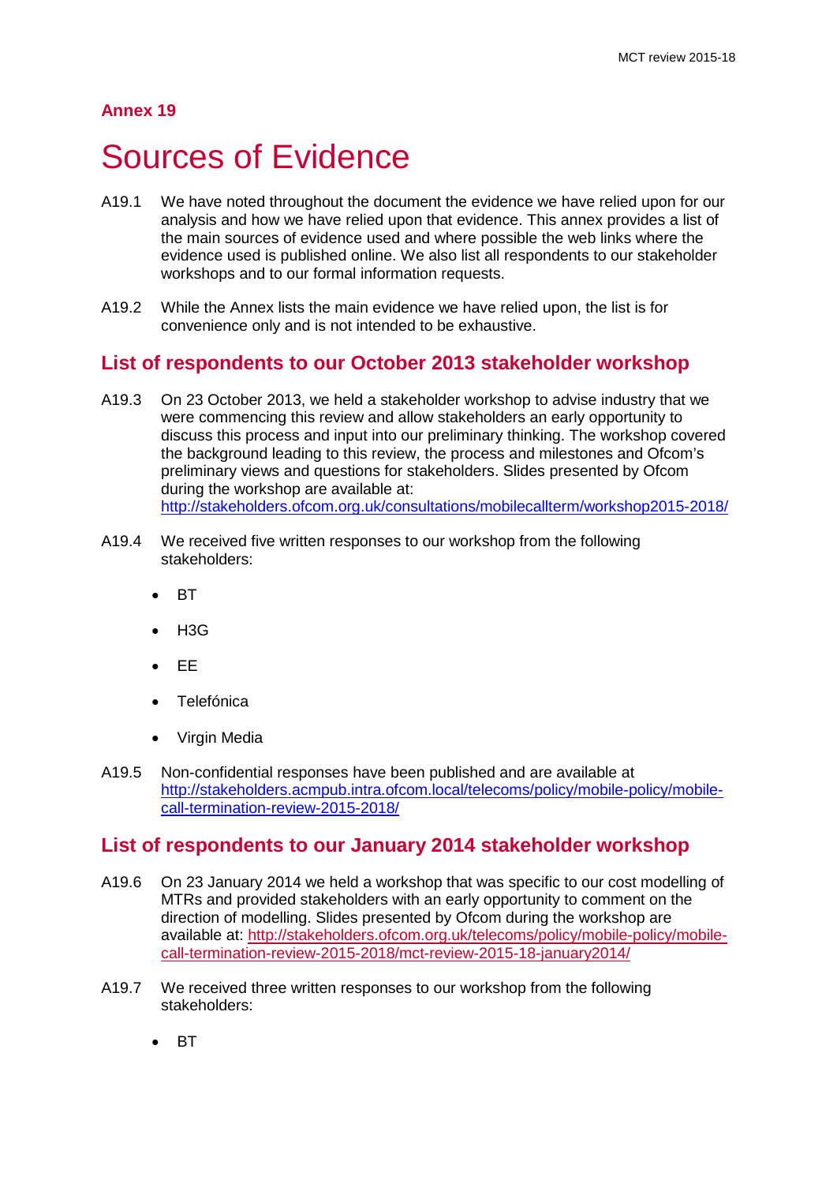# Annex 19

# Sources of Evidence

A19.1 We have noted throughout the document the evidence we have relied upon for our analysis and how we have relied upon that evidence. This annex provides a list of the main sources of evidence used and where possible the web links where the evidence used is published online. We also list all respondents to our stakeholder workshops and to our formal information requests.

A19.2 While the Annex lists the main evidence we have relied upon, the list is for convenience only and is not intended to be exhaustive.

## List of respondents to our October 2013 stakeholder workshop

A19.3 On 23 October 2013, we held a stakeholder workshop to advise industry that we were commencing this review and allow stakeholders an early opportunity to discuss this process and input into our preliminary thinking. The workshop covered the background leading to this review, the process and milestones and Ofcom's preliminary views and questions for stakeholders. Slides presented by Ofcom during the workshop are available at: http://stakeholders.ofcom.org.uk/consultations/mobilecallterm/workshop2015-2018/

A19.4 We received five written responses to our workshop from the following stakeholders:

- BT
- H3G
- EE
- Telefónica
- Virgin Media

A19.5 Non-confidential responses have been published and are available at http://stakeholders.acmpub.intra.ofcom.local/telecoms/policy/mobile-policy/mobile-call-termination-review-2015-2018/

## List of respondents to our January 2014 stakeholder workshop

A19.6 On 23 January 2014 we held a workshop that was specific to our cost modelling of MTRs and provided stakeholders with an early opportunity to comment on the direction of modelling. Slides presented by Ofcom during the workshop are available at: http://stakeholders.ofcom.org.uk/telecoms/policy/mobile-policy/mobile-call-termination-review-2015-2018/mct-review-2015-18-january2014/

A19.7 We received three written responses to our workshop from the following stakeholders:

- BT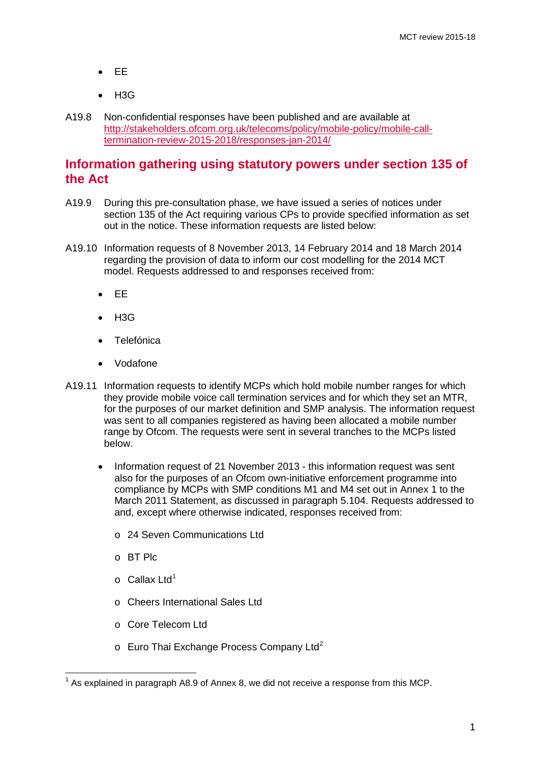- EE
- H3G

A19.8 Non-confidential responses have been published and are available at http://stakeholders.ofcom.org.uk/telecoms/policy/mobile-policy/mobile-call-termination-review-2015-2018/responses-jan-2014/

## Information gathering using statutory powers under section 135 of the Act

A19.9 During this pre-consultation phase, we have issued a series of notices under section 135 of the Act requiring various CPs to provide specified information as set out in the notice. These information requests are listed below:

A19.10 Information requests of 8 November 2013, 14 February 2014 and 18 March 2014 regarding the provision of data to inform our cost modelling for the 2014 MCT model. Requests addressed to and responses received from:

- EE
- H3G
- Telefónica
- Vodafone

A19.11 Information requests to identify MCPs which hold mobile number ranges for which they provide mobile voice call termination services and for which they set an MTR, for the purposes of our market definition and SMP analysis. The information request was sent to all companies registered as having been allocated a mobile number range by Ofcom. The requests were sent in several tranches to the MCPs listed below.

- Information request of 21 November 2013 - this information request was sent also for the purposes of an Ofcom own-initiative enforcement programme into compliance by MCPs with SMP conditions M1 and M4 set out in Annex 1 to the March 2011 Statement, as discussed in paragraph 5.104. Requests addressed to and, except where otherwise indicated, responses received from:
  - 24 Seven Communications Ltd
  - BT Plc
  - Callax Ltd[1]
  - Cheers International Sales Ltd
  - Core Telecom Ltd
  - Euro Thai Exchange Process Company Ltd[2]

[1] As explained in paragraph A8.9 of Annex 8, we did not receive a response from this MCP.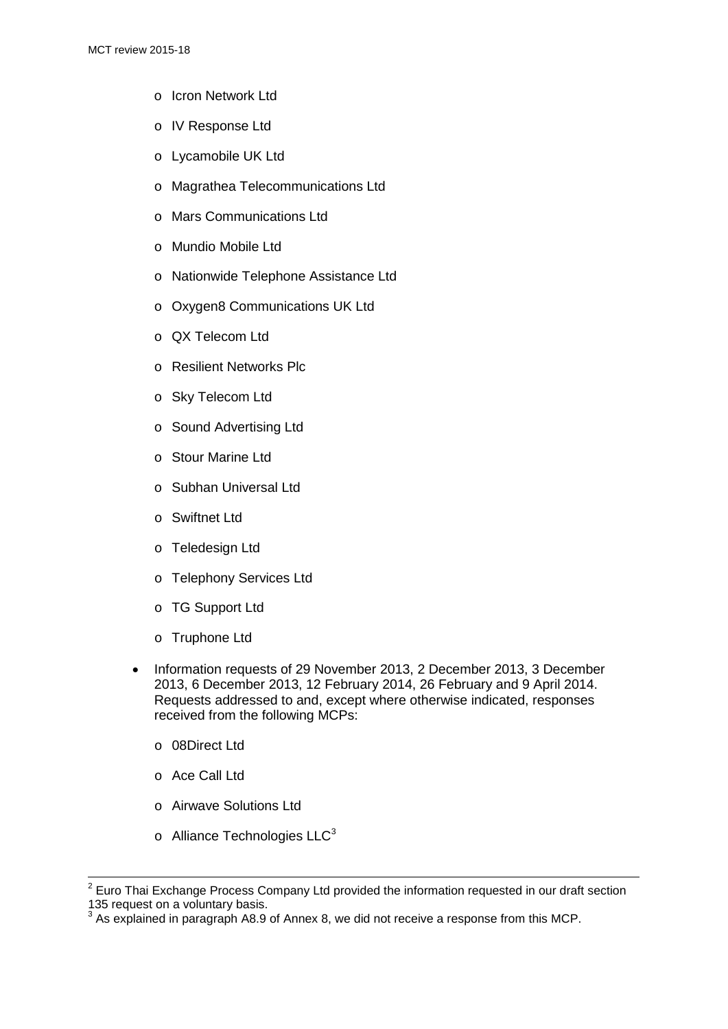- Icron Network Ltd
  - IV Response Ltd
  - Lycamobile UK Ltd
  - Magrathea Telecommunications Ltd
  - Mars Communications Ltd
  - Mundio Mobile Ltd
  - Nationwide Telephone Assistance Ltd
  - Oxygen8 Communications UK Ltd
  - QX Telecom Ltd
  - Resilient Networks Plc
  - Sky Telecom Ltd
  - Sound Advertising Ltd
  - Stour Marine Ltd
  - Subhan Universal Ltd
  - Swiftnet Ltd
  - Teledesign Ltd
  - Telephony Services Ltd
  - TG Support Ltd
  - Truphone Ltd

- Information requests of 29 November 2013, 2 December 2013, 3 December 2013, 6 December 2013, 12 February 2014, 26 February and 9 April 2014. Requests addressed to and, except where otherwise indicated, responses received from the following MCPs:
  - 08Direct Ltd
  - Ace Call Ltd
  - Airwave Solutions Ltd
  - Alliance Technologies LLC[3]

---

[2] Euro Thai Exchange Process Company Ltd provided the information requested in our draft section 135 request on a voluntary basis.

[3] As explained in paragraph A8.9 of Annex 8, we did not receive a response from this MCP.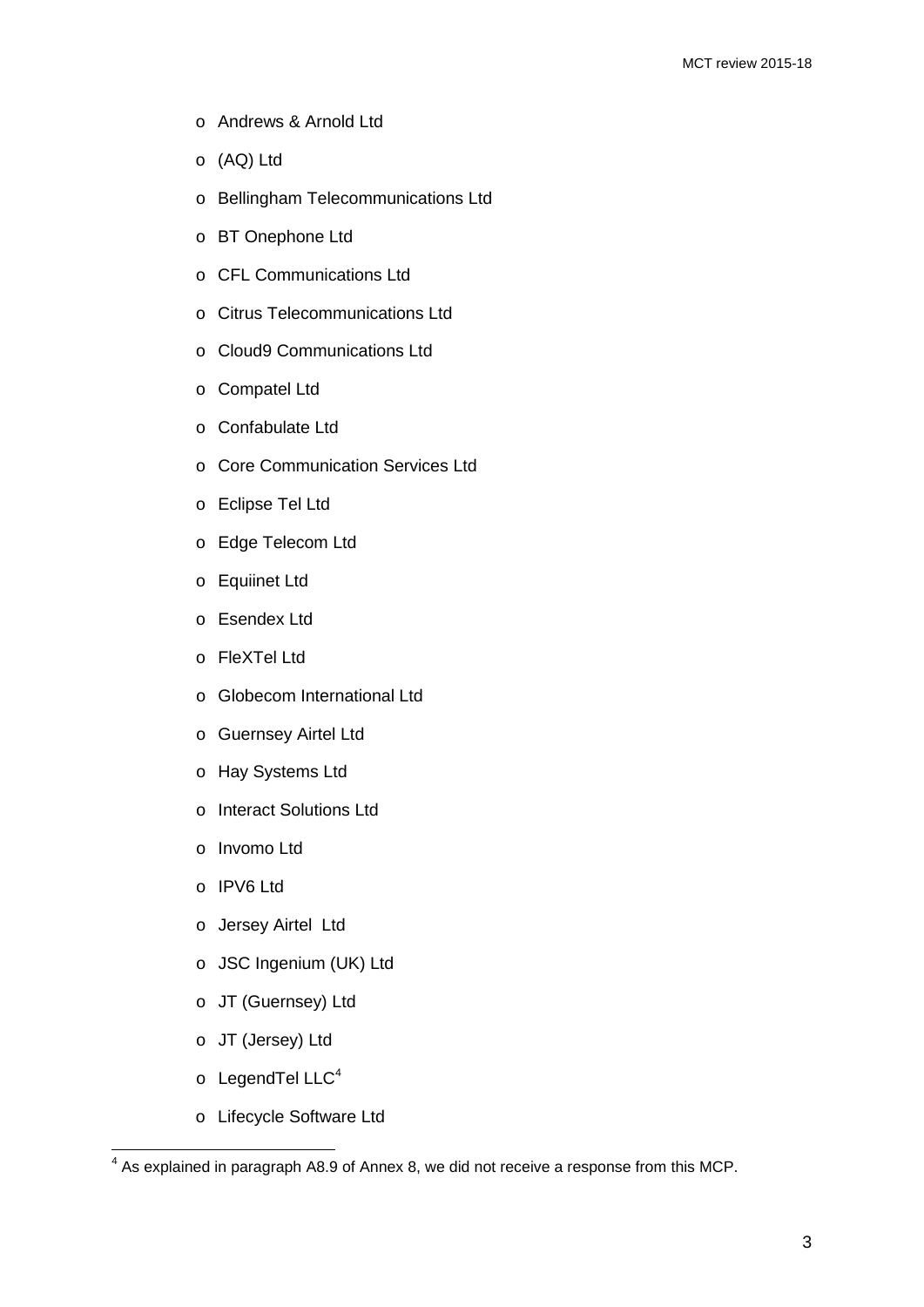- Andrews & Arnold Ltd
- (AQ) Ltd
- Bellingham Telecommunications Ltd
- BT Onephone Ltd
- CFL Communications Ltd
- Citrus Telecommunications Ltd
- Cloud9 Communications Ltd
- Compatel Ltd
- Confabulate Ltd
- Core Communication Services Ltd
- Eclipse Tel Ltd
- Edge Telecom Ltd
- Equiinet Ltd
- Esendex Ltd
- FleXTel Ltd
- Globecom International Ltd
- Guernsey Airtel Ltd
- Hay Systems Ltd
- Interact Solutions Ltd
- Invomo Ltd
- IPV6 Ltd
- Jersey Airtel Ltd
- JSC Ingenium (UK) Ltd
- JT (Guernsey) Ltd
- JT (Jersey) Ltd
- LegendTel LLC[4]
- Lifecycle Software Ltd

[4] As explained in paragraph A8.9 of Annex 8, we did not receive a response from this MCP.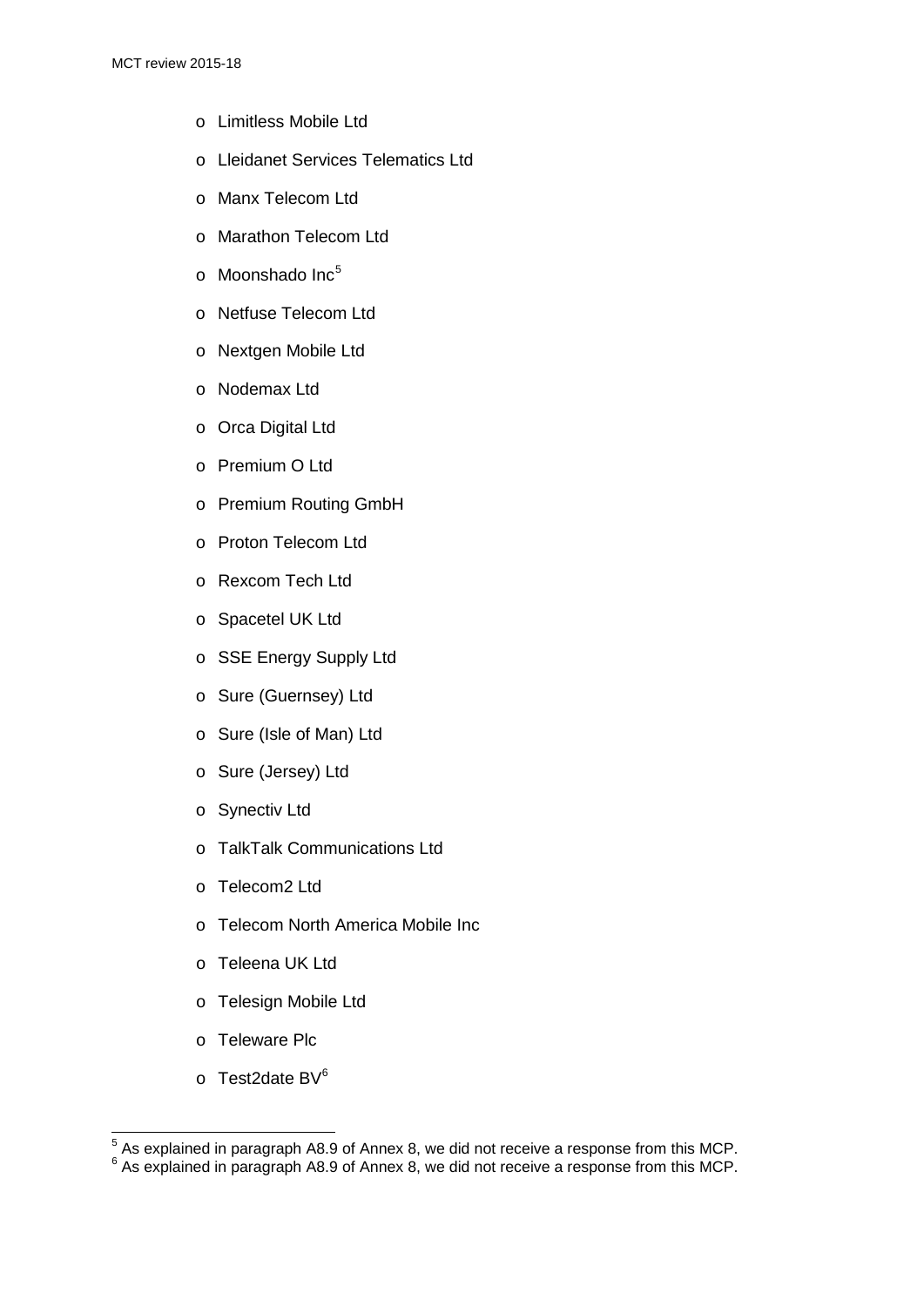- Limitless Mobile Ltd
- Lleidanet Services Telematics Ltd
- Manx Telecom Ltd
- Marathon Telecom Ltd
- Moonshado Inc[5]
- Netfuse Telecom Ltd
- Nextgen Mobile Ltd
- Nodemax Ltd
- Orca Digital Ltd
- Premium O Ltd
- Premium Routing GmbH
- Proton Telecom Ltd
- Rexcom Tech Ltd
- Spacetel UK Ltd
- SSE Energy Supply Ltd
- Sure (Guernsey) Ltd
- Sure (Isle of Man) Ltd
- Sure (Jersey) Ltd
- Synectiv Ltd
- TalkTalk Communications Ltd
- Telecom2 Ltd
- Telecom North America Mobile Inc
- Teleena UK Ltd
- Telesign Mobile Ltd
- Teleware Plc
- Test2date BV[6]

---

[5] As explained in paragraph A8.9 of Annex 8, we did not receive a response from this MCP.
[6] As explained in paragraph A8.9 of Annex 8, we did not receive a response from this MCP.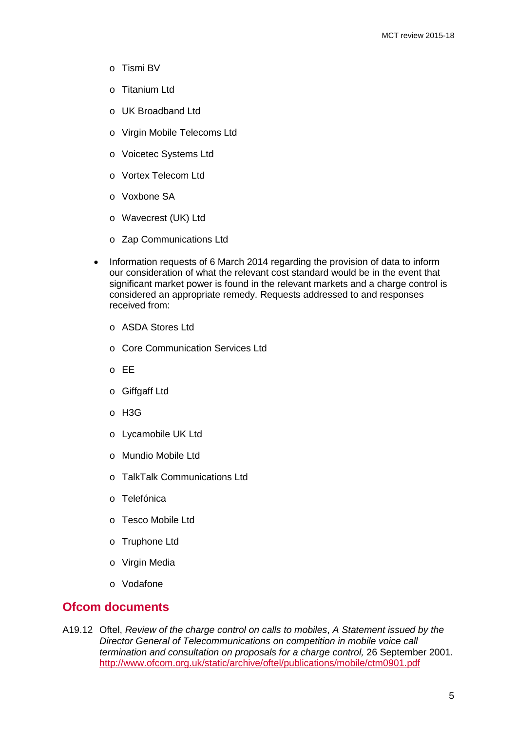- Tismi BV
  - Titanium Ltd
  - UK Broadband Ltd
  - Virgin Mobile Telecoms Ltd
  - Voicetec Systems Ltd
  - Vortex Telecom Ltd
  - Voxbone SA
  - Wavecrest (UK) Ltd
  - Zap Communications Ltd

- Information requests of 6 March 2014 regarding the provision of data to inform our consideration of what the relevant cost standard would be in the event that significant market power is found in the relevant markets and a charge control is considered an appropriate remedy. Requests addressed to and responses received from:
  - ASDA Stores Ltd
  - Core Communication Services Ltd
  - EE
  - Giffgaff Ltd
  - H3G
  - Lycamobile UK Ltd
  - Mundio Mobile Ltd
  - TalkTalk Communications Ltd
  - Telefónica
  - Tesco Mobile Ltd
  - Truphone Ltd
  - Virgin Media
  - Vodafone

## Ofcom documents

A19.12 Oftel, *Review of the charge control on calls to mobiles*, *A Statement issued by the Director General of Telecommunications on competition in mobile voice call termination and consultation on proposals for a charge control,* 26 September 2001. http://www.ofcom.org.uk/static/archive/oftel/publications/mobile/ctm0901.pdf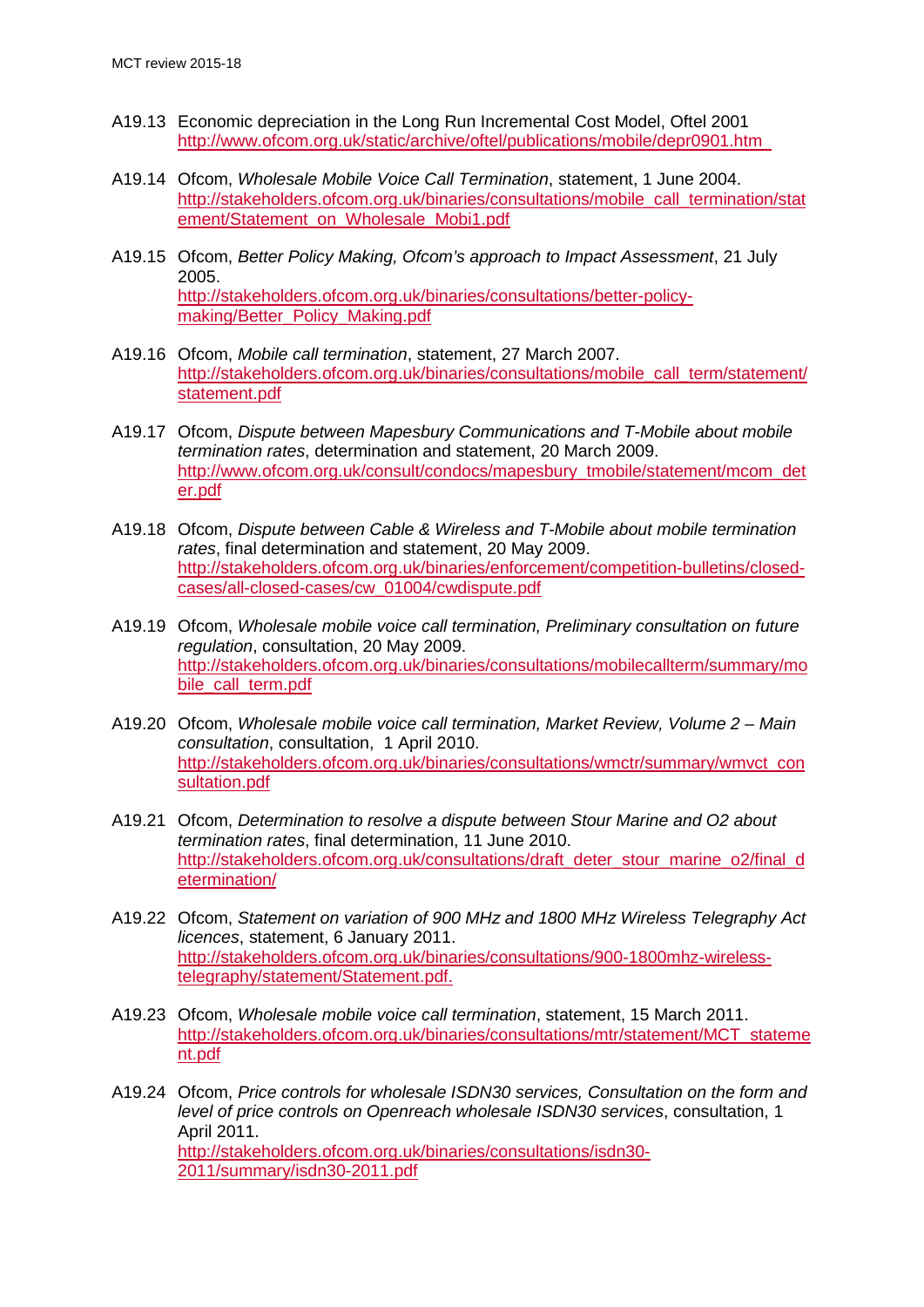A19.13 Economic depreciation in the Long Run Incremental Cost Model, Oftel 2001 http://www.ofcom.org.uk/static/archive/oftel/publications/mobile/depr0901.htm

A19.14 Ofcom, *Wholesale Mobile Voice Call Termination*, statement, 1 June 2004. http://stakeholders.ofcom.org.uk/binaries/consultations/mobile_call_termination/statement/Statement_on_Wholesale_Mobi1.pdf

A19.15 Ofcom, *Better Policy Making, Ofcom's approach to Impact Assessment*, 21 July 2005. http://stakeholders.ofcom.org.uk/binaries/consultations/better-policy-making/Better_Policy_Making.pdf

A19.16 Ofcom, *Mobile call termination*, statement, 27 March 2007. http://stakeholders.ofcom.org.uk/binaries/consultations/mobile_call_term/statement/statement.pdf

A19.17 Ofcom, *Dispute between Mapesbury Communications and T-Mobile about mobile termination rates*, determination and statement, 20 March 2009. http://www.ofcom.org.uk/consult/condocs/mapesbury_tmobile/statement/mcom_deter.pdf

A19.18 Ofcom, *Dispute between Cable & Wireless and T-Mobile about mobile termination rates*, final determination and statement, 20 May 2009. http://stakeholders.ofcom.org.uk/binaries/enforcement/competition-bulletins/closed-cases/all-closed-cases/cw_01004/cwdispute.pdf

A19.19 Ofcom, *Wholesale mobile voice call termination, Preliminary consultation on future regulation*, consultation, 20 May 2009. http://stakeholders.ofcom.org.uk/binaries/consultations/mobilecallterm/summary/mobile_call_term.pdf

A19.20 Ofcom, *Wholesale mobile voice call termination, Market Review, Volume 2 – Main consultation*, consultation, 1 April 2010. http://stakeholders.ofcom.org.uk/binaries/consultations/wmctr/summary/wmvct_consultation.pdf

A19.21 Ofcom, *Determination to resolve a dispute between Stour Marine and O2 about termination rates*, final determination, 11 June 2010. http://stakeholders.ofcom.org.uk/consultations/draft_deter_stour_marine_o2/final_determination/

A19.22 Ofcom, *Statement on variation of 900 MHz and 1800 MHz Wireless Telegraphy Act licences*, statement, 6 January 2011. http://stakeholders.ofcom.org.uk/binaries/consultations/900-1800mhz-wireless-telegraphy/statement/Statement.pdf.

A19.23 Ofcom, *Wholesale mobile voice call termination*, statement, 15 March 2011. http://stakeholders.ofcom.org.uk/binaries/consultations/mtr/statement/MCT_statement.pdf

A19.24 Ofcom, *Price controls for wholesale ISDN30 services, Consultation on the form and level of price controls on Openreach wholesale ISDN30 services*, consultation, 1 April 2011. http://stakeholders.ofcom.org.uk/binaries/consultations/isdn30-2011/summary/isdn30-2011.pdf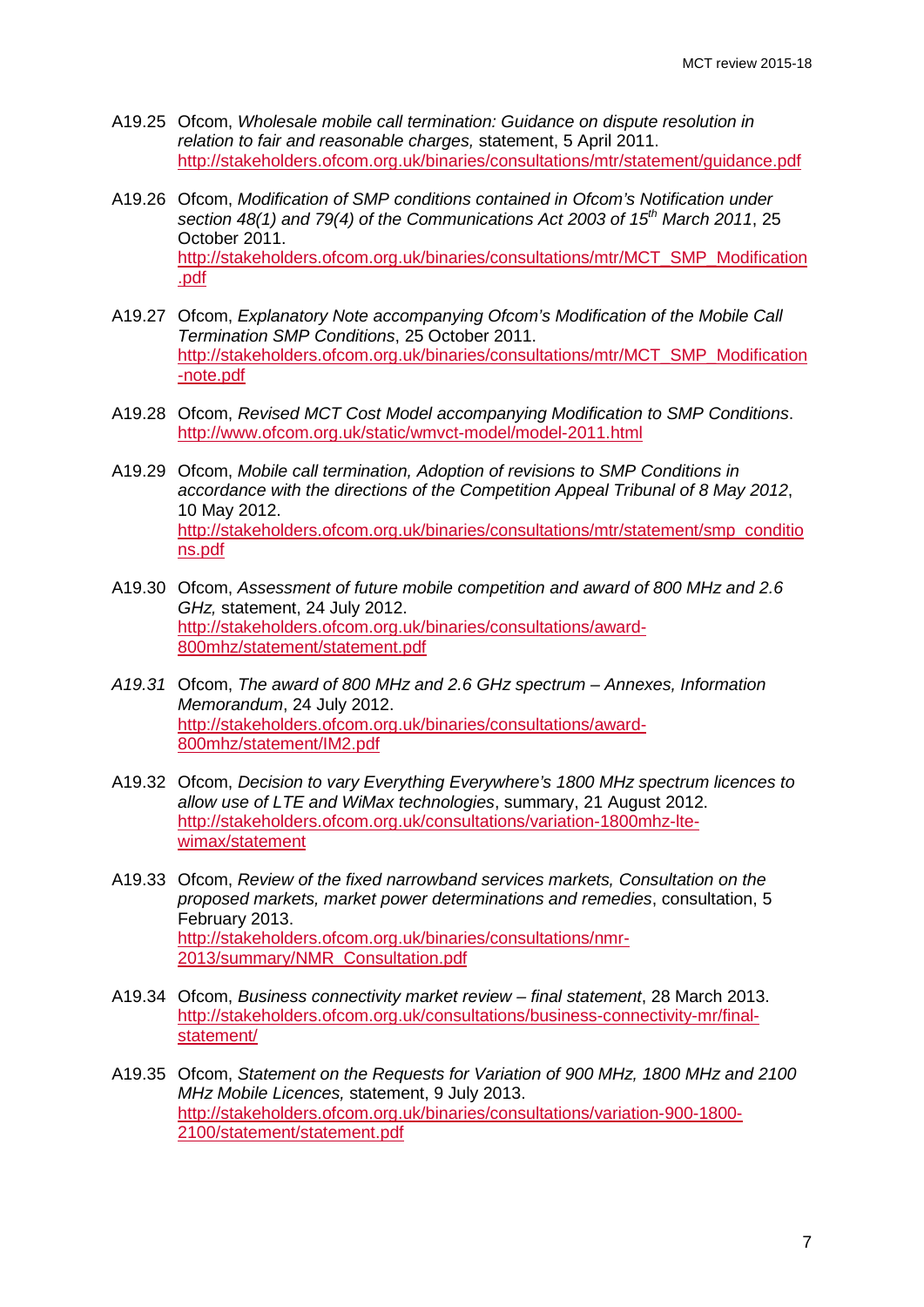A19.25 Ofcom, *Wholesale mobile call termination: Guidance on dispute resolution in relation to fair and reasonable charges,* statement, 5 April 2011. http://stakeholders.ofcom.org.uk/binaries/consultations/mtr/statement/guidance.pdf

A19.26 Ofcom, *Modification of SMP conditions contained in Ofcom's Notification under section 48(1) and 79(4) of the Communications Act 2003 of 15th March 2011*, 25 October 2011. http://stakeholders.ofcom.org.uk/binaries/consultations/mtr/MCT_SMP_Modification.pdf

A19.27 Ofcom, *Explanatory Note accompanying Ofcom's Modification of the Mobile Call Termination SMP Conditions*, 25 October 2011. http://stakeholders.ofcom.org.uk/binaries/consultations/mtr/MCT_SMP_Modification-note.pdf

A19.28 Ofcom, *Revised MCT Cost Model accompanying Modification to SMP Conditions*. http://www.ofcom.org.uk/static/wmvct-model/model-2011.html

A19.29 Ofcom, *Mobile call termination, Adoption of revisions to SMP Conditions in accordance with the directions of the Competition Appeal Tribunal of 8 May 2012*, 10 May 2012. http://stakeholders.ofcom.org.uk/binaries/consultations/mtr/statement/smp_conditions.pdf

A19.30 Ofcom, *Assessment of future mobile competition and award of 800 MHz and 2.6 GHz,* statement, 24 July 2012. http://stakeholders.ofcom.org.uk/binaries/consultations/award-800mhz/statement/statement.pdf

*A19.31* Ofcom, *The award of 800 MHz and 2.6 GHz spectrum – Annexes, Information Memorandum*, 24 July 2012. http://stakeholders.ofcom.org.uk/binaries/consultations/award-800mhz/statement/IM2.pdf

A19.32 Ofcom, *Decision to vary Everything Everywhere's 1800 MHz spectrum licences to allow use of LTE and WiMax technologies*, summary, 21 August 2012. http://stakeholders.ofcom.org.uk/consultations/variation-1800mhz-lte-wimax/statement

A19.33 Ofcom, *Review of the fixed narrowband services markets, Consultation on the proposed markets, market power determinations and remedies*, consultation, 5 February 2013. http://stakeholders.ofcom.org.uk/binaries/consultations/nmr-2013/summary/NMR_Consultation.pdf

A19.34 Ofcom, *Business connectivity market review – final statement*, 28 March 2013. http://stakeholders.ofcom.org.uk/consultations/business-connectivity-mr/final-statement/

A19.35 Ofcom, *Statement on the Requests for Variation of 900 MHz, 1800 MHz and 2100 MHz Mobile Licences,* statement, 9 July 2013. http://stakeholders.ofcom.org.uk/binaries/consultations/variation-900-1800-2100/statement/statement.pdf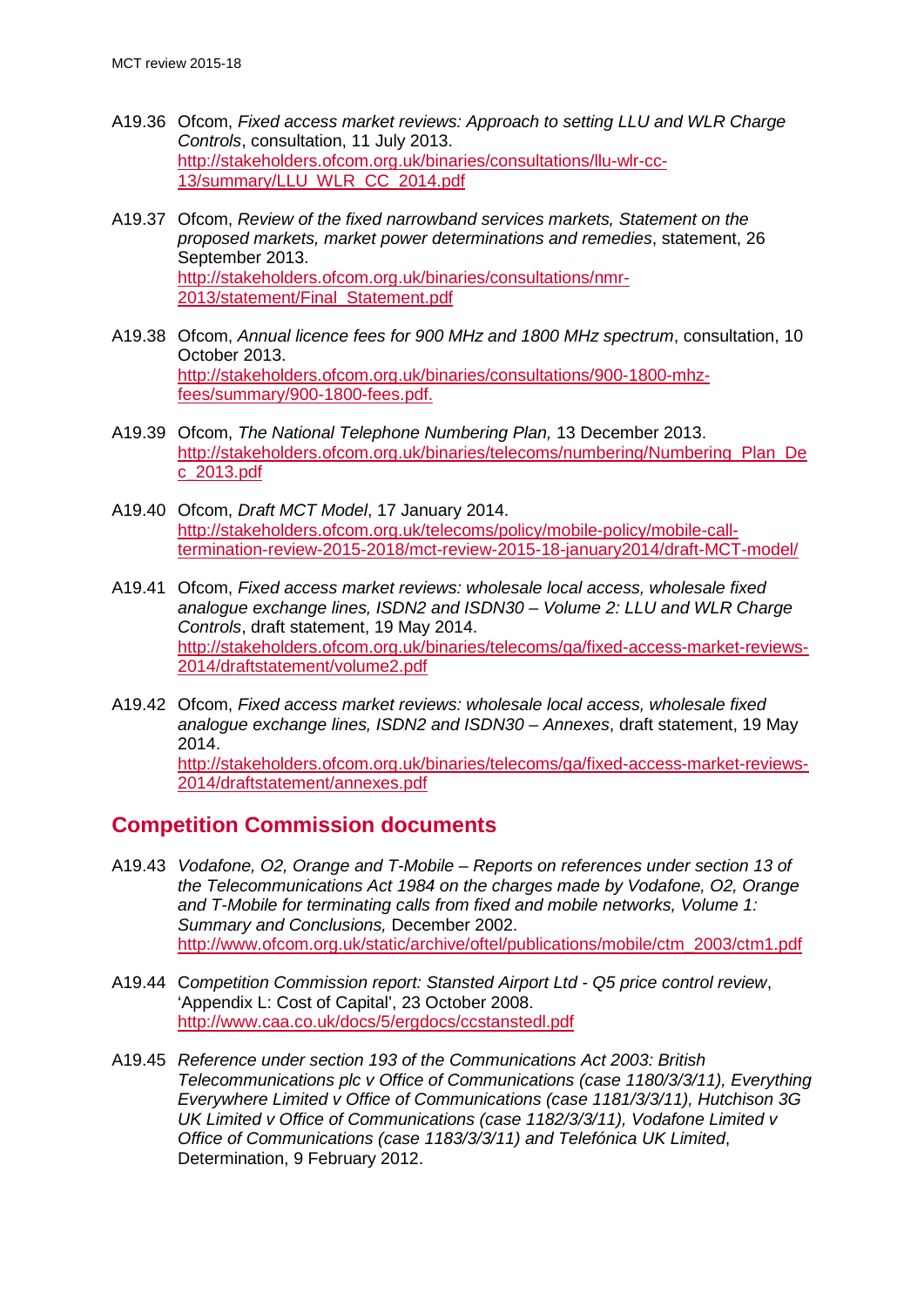A19.36 Ofcom, *Fixed access market reviews: Approach to setting LLU and WLR Charge Controls*, consultation, 11 July 2013.
http://stakeholders.ofcom.org.uk/binaries/consultations/llu-wlr-cc-13/summary/LLU_WLR_CC_2014.pdf

A19.37 Ofcom, *Review of the fixed narrowband services markets, Statement on the proposed markets, market power determinations and remedies*, statement, 26 September 2013.
http://stakeholders.ofcom.org.uk/binaries/consultations/nmr-2013/statement/Final_Statement.pdf

A19.38 Ofcom, *Annual licence fees for 900 MHz and 1800 MHz spectrum*, consultation, 10 October 2013.
http://stakeholders.ofcom.org.uk/binaries/consultations/900-1800-mhz-fees/summary/900-1800-fees.pdf.

A19.39 Ofcom, *The National Telephone Numbering Plan,* 13 December 2013.
http://stakeholders.ofcom.org.uk/binaries/telecoms/numbering/Numbering_Plan_Dec_2013.pdf

A19.40 Ofcom, *Draft MCT Model*, 17 January 2014.
http://stakeholders.ofcom.org.uk/telecoms/policy/mobile-policy/mobile-call-termination-review-2015-2018/mct-review-2015-18-january2014/draft-MCT-model/

A19.41 Ofcom, *Fixed access market reviews: wholesale local access, wholesale fixed analogue exchange lines, ISDN2 and ISDN30 – Volume 2: LLU and WLR Charge Controls*, draft statement, 19 May 2014.
http://stakeholders.ofcom.org.uk/binaries/telecoms/ga/fixed-access-market-reviews-2014/draftstatement/volume2.pdf

A19.42 Ofcom, *Fixed access market reviews: wholesale local access, wholesale fixed analogue exchange lines, ISDN2 and ISDN30 – Annexes*, draft statement, 19 May 2014.
http://stakeholders.ofcom.org.uk/binaries/telecoms/ga/fixed-access-market-reviews-2014/draftstatement/annexes.pdf

## Competition Commission documents

A19.43 *Vodafone, O2, Orange and T-Mobile – Reports on references under section 13 of the Telecommunications Act 1984 on the charges made by Vodafone, O2, Orange and T-Mobile for terminating calls from fixed and mobile networks, Volume 1: Summary and Conclusions,* December 2002.
http://www.ofcom.org.uk/static/archive/oftel/publications/mobile/ctm_2003/ctm1.pdf

A19.44 C*ompetition Commission report: Stansted Airport Ltd - Q5 price control review*, 'Appendix L: Cost of Capital', 23 October 2008.
http://www.caa.co.uk/docs/5/ergdocs/ccstanstedl.pdf

A19.45 *Reference under section 193 of the Communications Act 2003: British Telecommunications plc v Office of Communications (case 1180/3/3/11), Everything Everywhere Limited v Office of Communications (case 1181/3/3/11), Hutchison 3G UK Limited v Office of Communications (case 1182/3/3/11), Vodafone Limited v Office of Communications (case 1183/3/3/11) and Telefónica UK Limited*, Determination, 9 February 2012.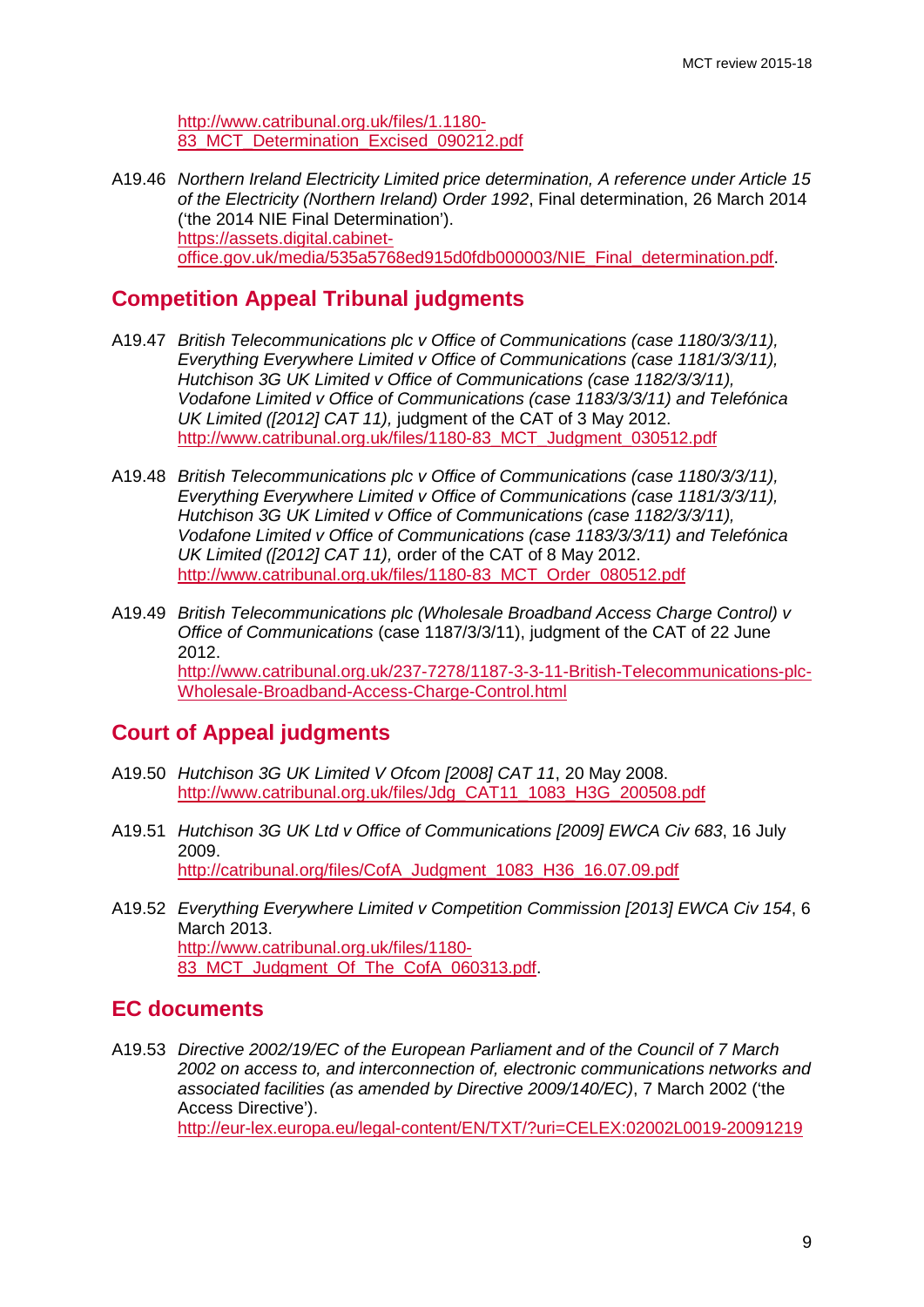http://www.catribunal.org.uk/files/1.1180-83_MCT_Determination_Excised_090212.pdf

A19.46 *Northern Ireland Electricity Limited price determination, A reference under Article 15 of the Electricity (Northern Ireland) Order 1992*, Final determination, 26 March 2014 ('the 2014 NIE Final Determination'). https://assets.digital.cabinet-office.gov.uk/media/535a5768ed915d0fdb000003/NIE_Final_determination.pdf.

## Competition Appeal Tribunal judgments

A19.47 *British Telecommunications plc v Office of Communications (case 1180/3/3/11), Everything Everywhere Limited v Office of Communications (case 1181/3/3/11), Hutchison 3G UK Limited v Office of Communications (case 1182/3/3/11), Vodafone Limited v Office of Communications (case 1183/3/3/11) and Telefónica UK Limited ([2012] CAT 11),* judgment of the CAT of 3 May 2012. http://www.catribunal.org.uk/files/1180-83_MCT_Judgment_030512.pdf

A19.48 *British Telecommunications plc v Office of Communications (case 1180/3/3/11), Everything Everywhere Limited v Office of Communications (case 1181/3/3/11), Hutchison 3G UK Limited v Office of Communications (case 1182/3/3/11), Vodafone Limited v Office of Communications (case 1183/3/3/11) and Telefónica UK Limited ([2012] CAT 11),* order of the CAT of 8 May 2012. http://www.catribunal.org.uk/files/1180-83_MCT_Order_080512.pdf

A19.49 *British Telecommunications plc (Wholesale Broadband Access Charge Control) v Office of Communications* (case 1187/3/3/11), judgment of the CAT of 22 June 2012. http://www.catribunal.org.uk/237-7278/1187-3-3-11-British-Telecommunications-plc-Wholesale-Broadband-Access-Charge-Control.html

## Court of Appeal judgments

A19.50 *Hutchison 3G UK Limited V Ofcom [2008] CAT 11*, 20 May 2008. http://www.catribunal.org.uk/files/Jdg_CAT11_1083_H3G_200508.pdf

A19.51 *Hutchison 3G UK Ltd v Office of Communications [2009] EWCA Civ 683*, 16 July 2009. http://catribunal.org/files/CofA_Judgment_1083_H36_16.07.09.pdf

A19.52 *Everything Everywhere Limited v Competition Commission [2013] EWCA Civ 154*, 6 March 2013. http://www.catribunal.org.uk/files/1180-83_MCT_Judgment_Of_The_CofA_060313.pdf.

## EC documents

A19.53 *Directive 2002/19/EC of the European Parliament and of the Council of 7 March 2002 on access to, and interconnection of, electronic communications networks and associated facilities (as amended by Directive 2009/140/EC)*, 7 March 2002 ('the Access Directive'). http://eur-lex.europa.eu/legal-content/EN/TXT/?uri=CELEX:02002L0019-20091219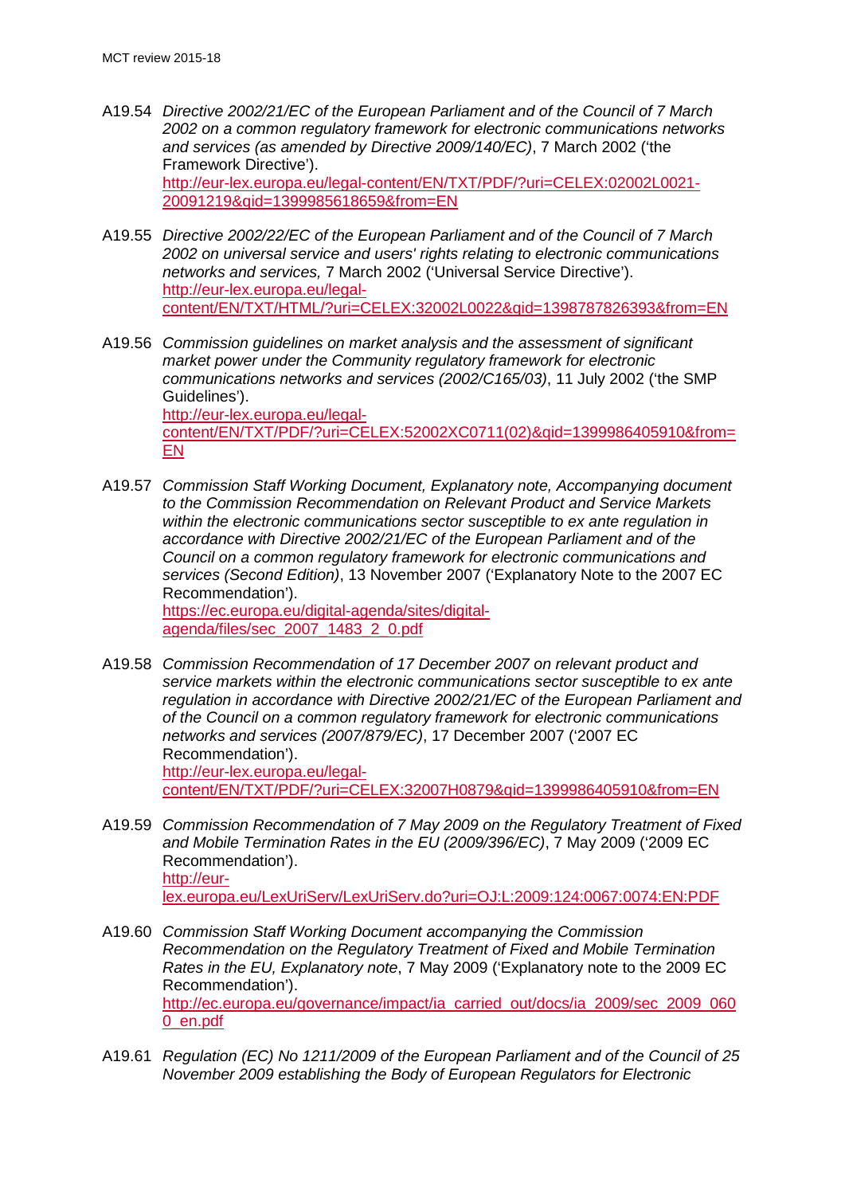A19.54 *Directive 2002/21/EC of the European Parliament and of the Council of 7 March 2002 on a common regulatory framework for electronic communications networks and services (as amended by Directive 2009/140/EC)*, 7 March 2002 ('the Framework Directive'). http://eur-lex.europa.eu/legal-content/EN/TXT/PDF/?uri=CELEX:02002L0021-20091219&qid=1399985618659&from=EN

A19.55 *Directive 2002/22/EC of the European Parliament and of the Council of 7 March 2002 on universal service and users' rights relating to electronic communications networks and services,* 7 March 2002 ('Universal Service Directive'). http://eur-lex.europa.eu/legal-content/EN/TXT/HTML/?uri=CELEX:32002L0022&qid=1398787826393&from=EN

A19.56 *Commission guidelines on market analysis and the assessment of significant market power under the Community regulatory framework for electronic communications networks and services (2002/C165/03)*, 11 July 2002 ('the SMP Guidelines'). http://eur-lex.europa.eu/legal-content/EN/TXT/PDF/?uri=CELEX:52002XC0711(02)&qid=1399986405910&from=EN

A19.57 *Commission Staff Working Document, Explanatory note, Accompanying document to the Commission Recommendation on Relevant Product and Service Markets within the electronic communications sector susceptible to ex ante regulation in accordance with Directive 2002/21/EC of the European Parliament and of the Council on a common regulatory framework for electronic communications and services (Second Edition)*, 13 November 2007 ('Explanatory Note to the 2007 EC Recommendation'). https://ec.europa.eu/digital-agenda/sites/digital-agenda/files/sec_2007_1483_2_0.pdf

A19.58 *Commission Recommendation of 17 December 2007 on relevant product and service markets within the electronic communications sector susceptible to ex ante regulation in accordance with Directive 2002/21/EC of the European Parliament and of the Council on a common regulatory framework for electronic communications networks and services (2007/879/EC)*, 17 December 2007 ('2007 EC Recommendation'). http://eur-lex.europa.eu/legal-content/EN/TXT/PDF/?uri=CELEX:32007H0879&qid=1399986405910&from=EN

A19.59 *Commission Recommendation of 7 May 2009 on the Regulatory Treatment of Fixed and Mobile Termination Rates in the EU (2009/396/EC)*, 7 May 2009 ('2009 EC Recommendation'). http://eur-lex.europa.eu/LexUriServ/LexUriServ.do?uri=OJ:L:2009:124:0067:0074:EN:PDF

A19.60 *Commission Staff Working Document accompanying the Commission Recommendation on the Regulatory Treatment of Fixed and Mobile Termination Rates in the EU, Explanatory note*, 7 May 2009 ('Explanatory note to the 2009 EC Recommendation'). http://ec.europa.eu/governance/impact/ia_carried_out/docs/ia_2009/sec_2009_0600_en.pdf

A19.61 *Regulation (EC) No 1211/2009 of the European Parliament and of the Council of 25 November 2009 establishing the Body of European Regulators for Electronic*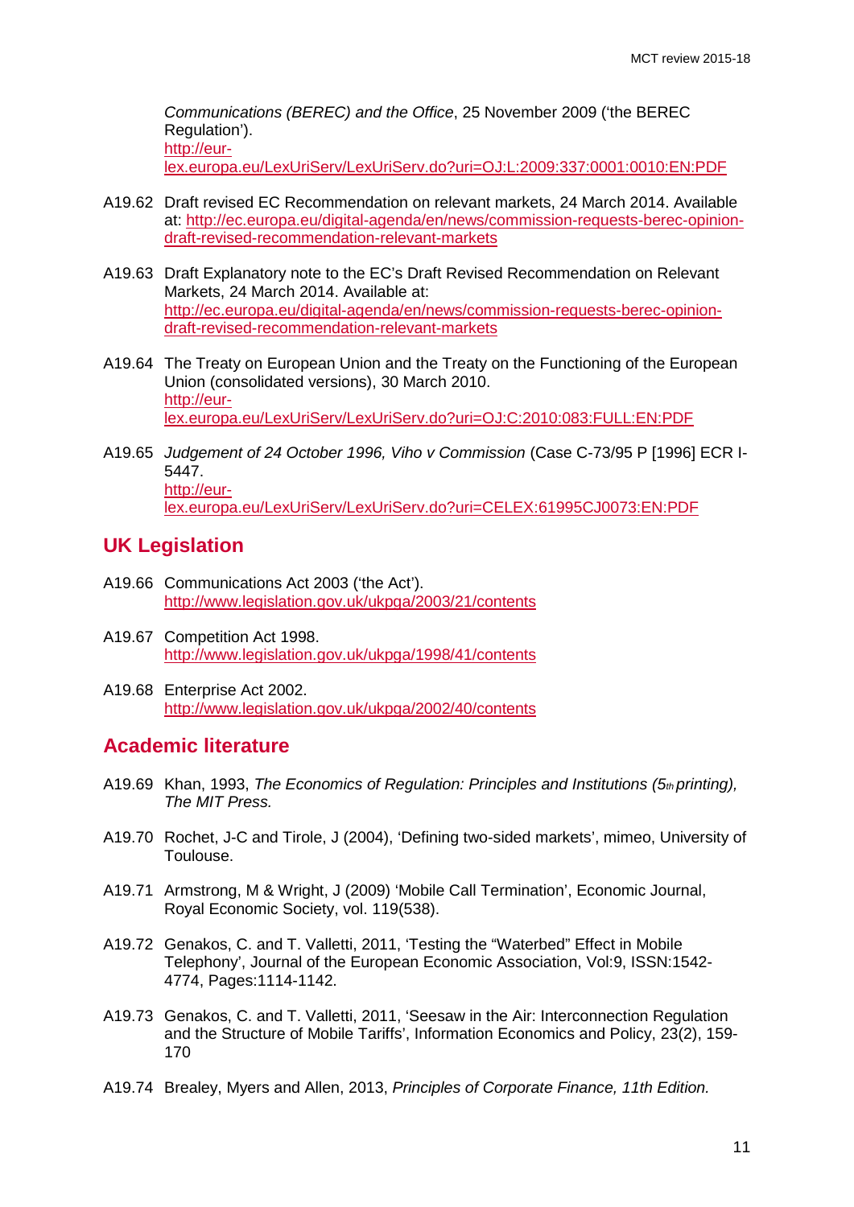*Communications (BEREC) and the Office*, 25 November 2009 ('the BEREC Regulation').
http://eur-lex.europa.eu/LexUriServ/LexUriServ.do?uri=OJ:L:2009:337:0001:0010:EN:PDF

A19.62 Draft revised EC Recommendation on relevant markets, 24 March 2014. Available at: http://ec.europa.eu/digital-agenda/en/news/commission-requests-berec-opinion-draft-revised-recommendation-relevant-markets

A19.63 Draft Explanatory note to the EC's Draft Revised Recommendation on Relevant Markets, 24 March 2014. Available at: http://ec.europa.eu/digital-agenda/en/news/commission-requests-berec-opinion-draft-revised-recommendation-relevant-markets

A19.64 The Treaty on European Union and the Treaty on the Functioning of the European Union (consolidated versions), 30 March 2010. http://eur-lex.europa.eu/LexUriServ/LexUriServ.do?uri=OJ:C:2010:083:FULL:EN:PDF

A19.65 *Judgement of 24 October 1996, Viho v Commission* (Case C-73/95 P [1996] ECR I-5447. http://eur-lex.europa.eu/LexUriServ/LexUriServ.do?uri=CELEX:61995CJ0073:EN:PDF

## UK Legislation

A19.66 Communications Act 2003 ('the Act'). http://www.legislation.gov.uk/ukpga/2003/21/contents

A19.67 Competition Act 1998. http://www.legislation.gov.uk/ukpga/1998/41/contents

A19.68 Enterprise Act 2002. http://www.legislation.gov.uk/ukpga/2002/40/contents

## Academic literature

A19.69 Khan, 1993, *The Economics of Regulation: Principles and Institutions (5th printing), The MIT Press.*

A19.70 Rochet, J-C and Tirole, J (2004), 'Defining two-sided markets', mimeo, University of Toulouse.

A19.71 Armstrong, M & Wright, J (2009) 'Mobile Call Termination', Economic Journal, Royal Economic Society, vol. 119(538).

A19.72 Genakos, C. and T. Valletti, 2011, 'Testing the "Waterbed" Effect in Mobile Telephony', Journal of the European Economic Association, Vol:9, ISSN:1542-4774, Pages:1114-1142.

A19.73 Genakos, C. and T. Valletti, 2011, 'Seesaw in the Air: Interconnection Regulation and the Structure of Mobile Tariffs', Information Economics and Policy, 23(2), 159-170

A19.74 Brealey, Myers and Allen, 2013, *Principles of Corporate Finance, 11th Edition.*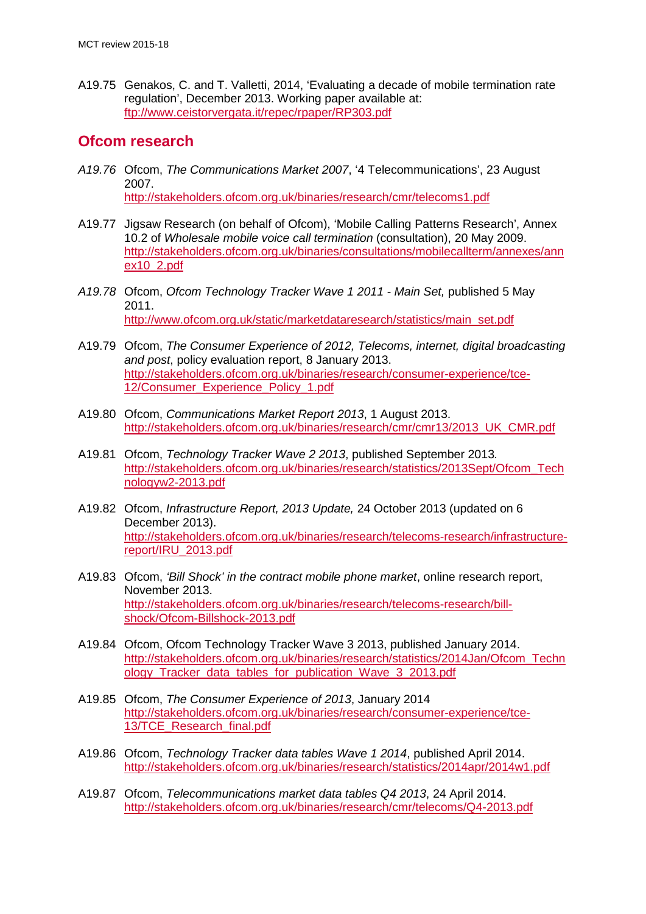A19.75 Genakos, C. and T. Valletti, 2014, 'Evaluating a decade of mobile termination rate regulation', December 2013. Working paper available at: ftp://www.ceistorvergata.it/repec/rpaper/RP303.pdf

## Ofcom research

*A19.76* Ofcom, *The Communications Market 2007*, '4 Telecommunications', 23 August 2007. http://stakeholders.ofcom.org.uk/binaries/research/cmr/telecoms1.pdf

A19.77 Jigsaw Research (on behalf of Ofcom), 'Mobile Calling Patterns Research', Annex 10.2 of *Wholesale mobile voice call termination* (consultation), 20 May 2009. http://stakeholders.ofcom.org.uk/binaries/consultations/mobilecallterm/annexes/annex10_2.pdf

*A19.78* Ofcom, *Ofcom Technology Tracker Wave 1 2011 - Main Set,* published 5 May 2011. http://www.ofcom.org.uk/static/marketdataresearch/statistics/main_set.pdf

A19.79 Ofcom, *The Consumer Experience of 2012, Telecoms, internet, digital broadcasting and post*, policy evaluation report, 8 January 2013. http://stakeholders.ofcom.org.uk/binaries/research/consumer-experience/tce-12/Consumer_Experience_Policy_1.pdf

A19.80 Ofcom, *Communications Market Report 2013*, 1 August 2013. http://stakeholders.ofcom.org.uk/binaries/research/cmr/cmr13/2013_UK_CMR.pdf

A19.81 Ofcom, *Technology Tracker Wave 2 2013*, published September 2013. http://stakeholders.ofcom.org.uk/binaries/research/statistics/2013Sept/Ofcom_Technologyw2-2013.pdf

A19.82 Ofcom, *Infrastructure Report, 2013 Update,* 24 October 2013 (updated on 6 December 2013). http://stakeholders.ofcom.org.uk/binaries/research/telecoms-research/infrastructure-report/IRU_2013.pdf

A19.83 Ofcom, *'Bill Shock' in the contract mobile phone market*, online research report, November 2013. http://stakeholders.ofcom.org.uk/binaries/research/telecoms-research/bill-shock/Ofcom-Billshock-2013.pdf

A19.84 Ofcom, Ofcom Technology Tracker Wave 3 2013, published January 2014. http://stakeholders.ofcom.org.uk/binaries/research/statistics/2014Jan/Ofcom_Technology_Tracker_data_tables_for_publication_Wave_3_2013.pdf

A19.85 Ofcom, *The Consumer Experience of 2013*, January 2014 http://stakeholders.ofcom.org.uk/binaries/research/consumer-experience/tce-13/TCE_Research_final.pdf

A19.86 Ofcom, *Technology Tracker data tables Wave 1 2014*, published April 2014. http://stakeholders.ofcom.org.uk/binaries/research/statistics/2014apr/2014w1.pdf

A19.87 Ofcom, *Telecommunications market data tables Q4 2013*, 24 April 2014. http://stakeholders.ofcom.org.uk/binaries/research/cmr/telecoms/Q4-2013.pdf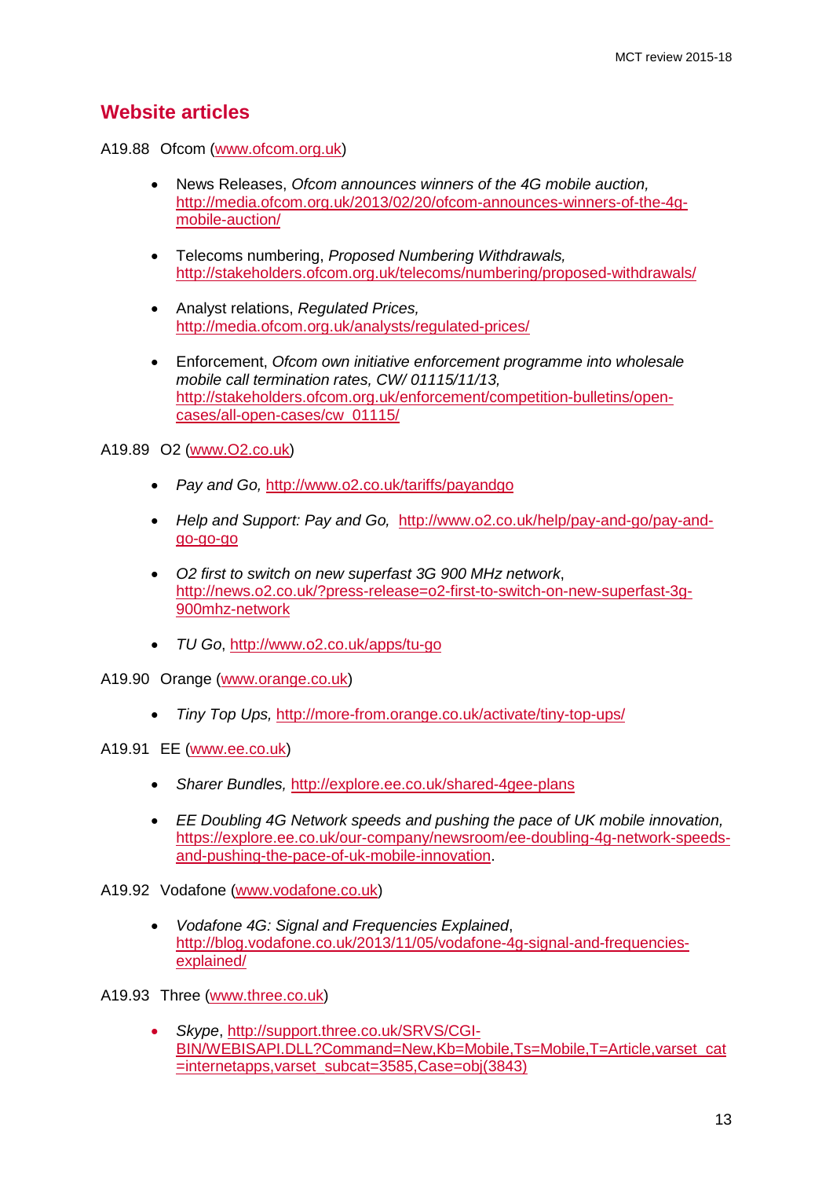## Website articles

A19.88 Ofcom (www.ofcom.org.uk)

- News Releases, *Ofcom announces winners of the 4G mobile auction,* http://media.ofcom.org.uk/2013/02/20/ofcom-announces-winners-of-the-4g-mobile-auction/
- Telecoms numbering, *Proposed Numbering Withdrawals,* http://stakeholders.ofcom.org.uk/telecoms/numbering/proposed-withdrawals/
- Analyst relations, *Regulated Prices,* http://media.ofcom.org.uk/analysts/regulated-prices/
- Enforcement, *Ofcom own initiative enforcement programme into wholesale mobile call termination rates, CW/ 01115/11/13,* http://stakeholders.ofcom.org.uk/enforcement/competition-bulletins/open-cases/all-open-cases/cw_01115/

A19.89 O2 (www.O2.co.uk)

- *Pay and Go,* http://www.o2.co.uk/tariffs/payandgo
- *Help and Support: Pay and Go,* http://www.o2.co.uk/help/pay-and-go/pay-and-go-go-go
- *O2 first to switch on new superfast 3G 900 MHz network*, http://news.o2.co.uk/?press-release=o2-first-to-switch-on-new-superfast-3g-900mhz-network
- *TU Go*, http://www.o2.co.uk/apps/tu-go

A19.90 Orange (www.orange.co.uk)

- *Tiny Top Ups,* http://more-from.orange.co.uk/activate/tiny-top-ups/

A19.91 EE (www.ee.co.uk)

- *Sharer Bundles,* http://explore.ee.co.uk/shared-4gee-plans
- *EE Doubling 4G Network speeds and pushing the pace of UK mobile innovation,* https://explore.ee.co.uk/our-company/newsroom/ee-doubling-4g-network-speeds-and-pushing-the-pace-of-uk-mobile-innovation.

A19.92 Vodafone (www.vodafone.co.uk)

- *Vodafone 4G: Signal and Frequencies Explained*, http://blog.vodafone.co.uk/2013/11/05/vodafone-4g-signal-and-frequencies-explained/

A19.93 Three (www.three.co.uk)

- *Skype*, http://support.three.co.uk/SRVS/CGI-BIN/WEBISAPI.DLL?Command=New,Kb=Mobile,Ts=Mobile,T=Article,varset_cat=internetapps,varset_subcat=3585,Case=obj(3843)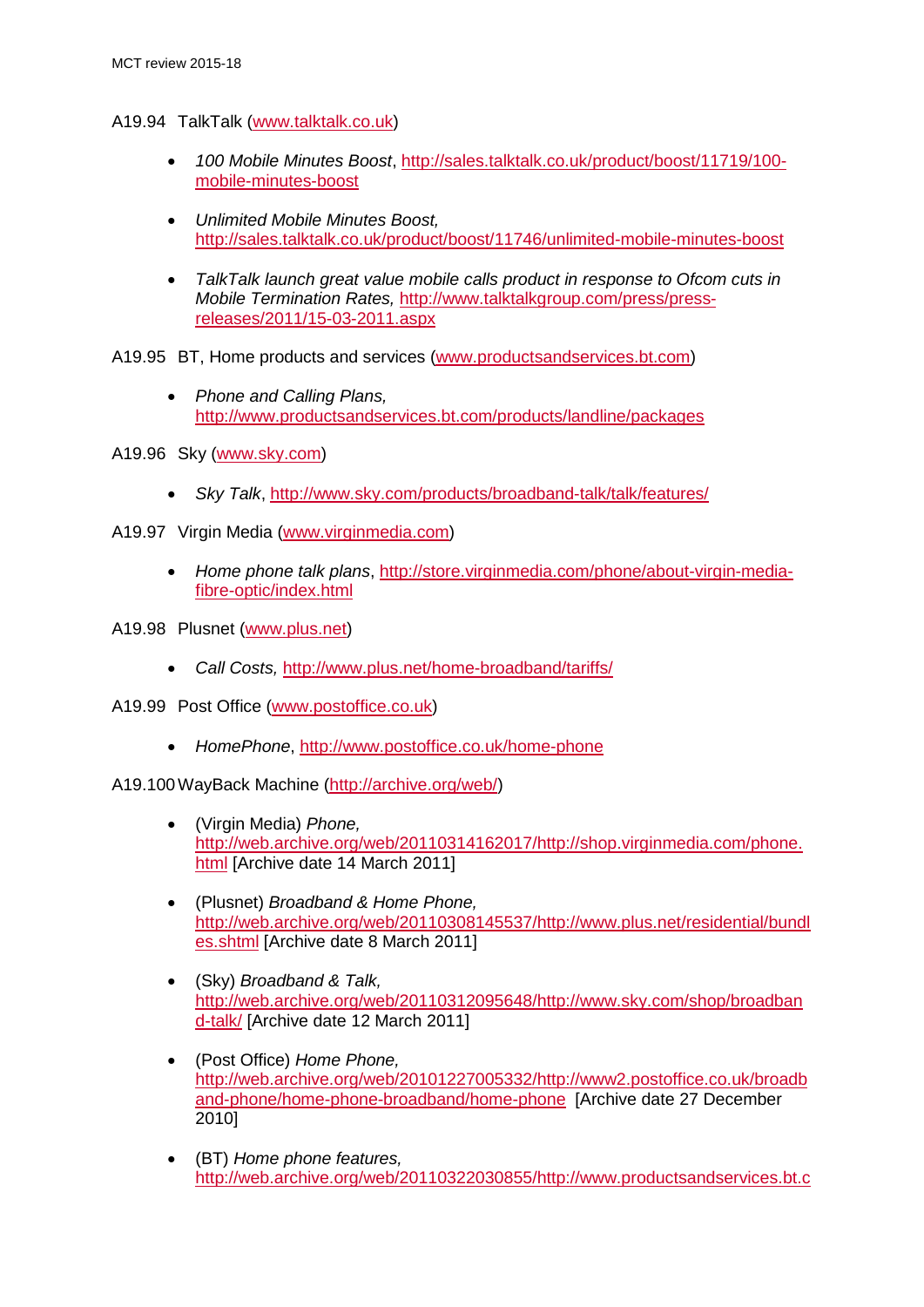A19.94 TalkTalk (www.talktalk.co.uk)

- *100 Mobile Minutes Boost*, http://sales.talktalk.co.uk/product/boost/11719/100-mobile-minutes-boost

- *Unlimited Mobile Minutes Boost,* http://sales.talktalk.co.uk/product/boost/11746/unlimited-mobile-minutes-boost

- *TalkTalk launch great value mobile calls product in response to Ofcom cuts in Mobile Termination Rates,* http://www.talktalkgroup.com/press/press-releases/2011/15-03-2011.aspx

A19.95 BT, Home products and services (www.productsandservices.bt.com)

- *Phone and Calling Plans,* http://www.productsandservices.bt.com/products/landline/packages

A19.96 Sky (www.sky.com)

- *Sky Talk*, http://www.sky.com/products/broadband-talk/talk/features/

A19.97 Virgin Media (www.virginmedia.com)

- *Home phone talk plans*, http://store.virginmedia.com/phone/about-virgin-media-fibre-optic/index.html

A19.98 Plusnet (www.plus.net)

- *Call Costs,* http://www.plus.net/home-broadband/tariffs/

A19.99 Post Office (www.postoffice.co.uk)

- *HomePhone*, http://www.postoffice.co.uk/home-phone

A19.100 WayBack Machine (http://archive.org/web/)

- (Virgin Media) *Phone,* http://web.archive.org/web/20110314162017/http://shop.virginmedia.com/phone.html [Archive date 14 March 2011]

- (Plusnet) *Broadband & Home Phone,* http://web.archive.org/web/20110308145537/http://www.plus.net/residential/bundles.shtml [Archive date 8 March 2011]

- (Sky) *Broadband & Talk,* http://web.archive.org/web/20110312095648/http://www.sky.com/shop/broadband-talk/ [Archive date 12 March 2011]

- (Post Office) *Home Phone,* http://web.archive.org/web/20101227005332/http://www2.postoffice.co.uk/broadband-phone/home-broadband/home-phone [Archive date 27 December 2010]

- (BT) *Home phone features,* http://web.archive.org/web/20110322030855/http://www.productsandservices.bt.c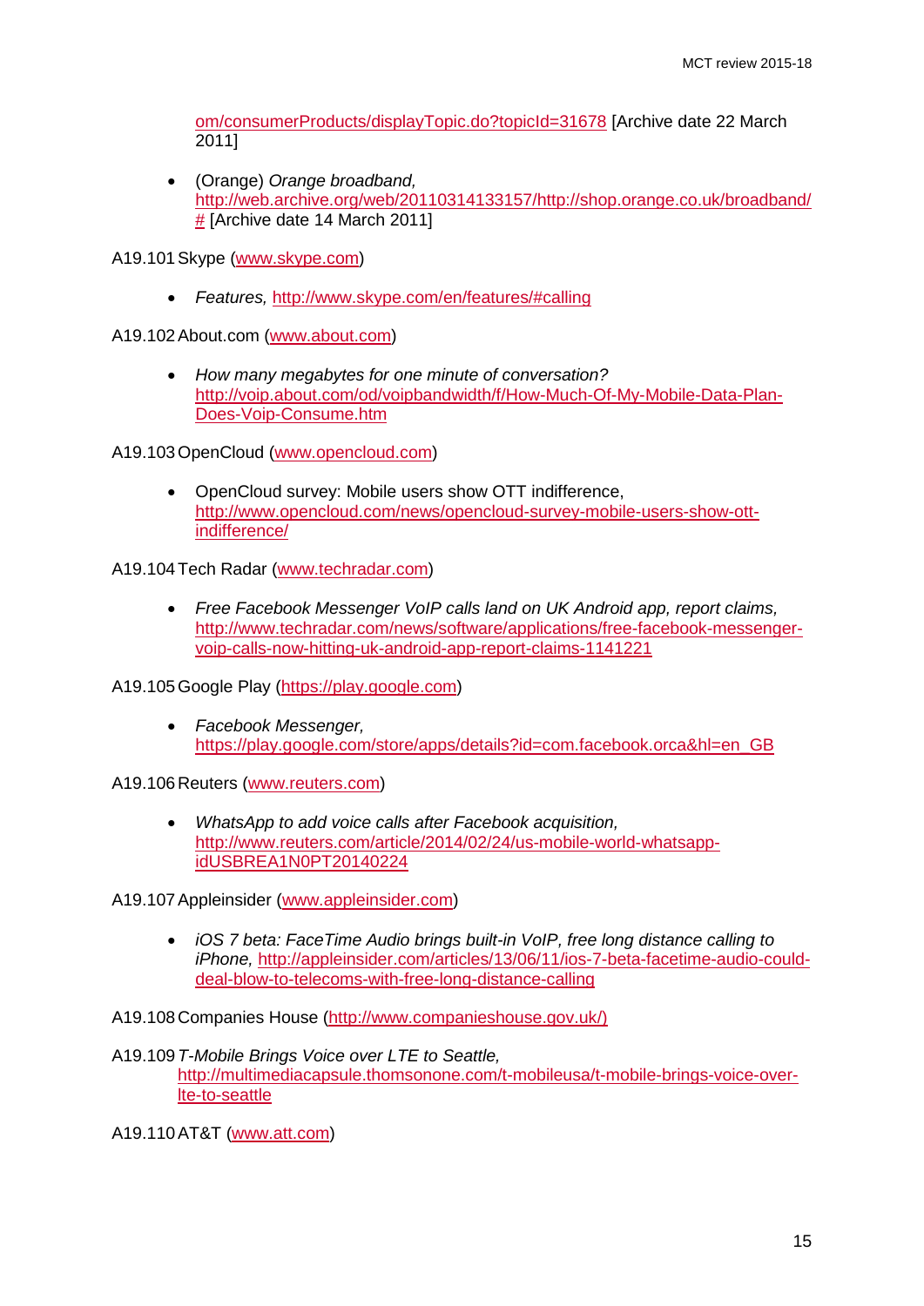om/consumerProducts/displayTopic.do?topicId=31678 [Archive date 22 March 2011]

- (Orange) *Orange broadband,* http://web.archive.org/web/20110314133157/http://shop.orange.co.uk/broadband/# [Archive date 14 March 2011]

A19.101 Skype (www.skype.com)

- *Features,* http://www.skype.com/en/features/#calling

A19.102 About.com (www.about.com)

- *How many megabytes for one minute of conversation?* http://voip.about.com/od/voipbandwidth/f/How-Much-Of-My-Mobile-Data-Plan-Does-Voip-Consume.htm

A19.103 OpenCloud (www.opencloud.com)

- OpenCloud survey: Mobile users show OTT indifference, http://www.opencloud.com/news/opencloud-survey-mobile-users-show-ott-indifference/

A19.104 Tech Radar (www.techradar.com)

- *Free Facebook Messenger VoIP calls land on UK Android app, report claims,* http://www.techradar.com/news/software/applications/free-facebook-messenger-voip-calls-now-hitting-uk-android-app-report-claims-1141221

A19.105 Google Play (https://play.google.com)

- *Facebook Messenger,* https://play.google.com/store/apps/details?id=com.facebook.orca&hl=en_GB

A19.106 Reuters (www.reuters.com)

- *WhatsApp to add voice calls after Facebook acquisition,* http://www.reuters.com/article/2014/02/24/us-mobile-world-whatsapp-idUSBREA1N0PT20140224

A19.107 Appleinsider (www.appleinsider.com)

- *iOS 7 beta: FaceTime Audio brings built-in VoIP, free long distance calling to iPhone,* http://appleinsider.com/articles/13/06/11/ios-7-beta-facetime-audio-could-deal-blow-to-telecoms-with-free-long-distance-calling

A19.108 Companies House (http://www.companieshouse.gov.uk/)

A19.109 *T-Mobile Brings Voice over LTE to Seattle,* http://multimediacapsule.thomsonone.com/t-mobileusa/t-mobile-brings-voice-over-lte-to-seattle

A19.110 AT&T (www.att.com)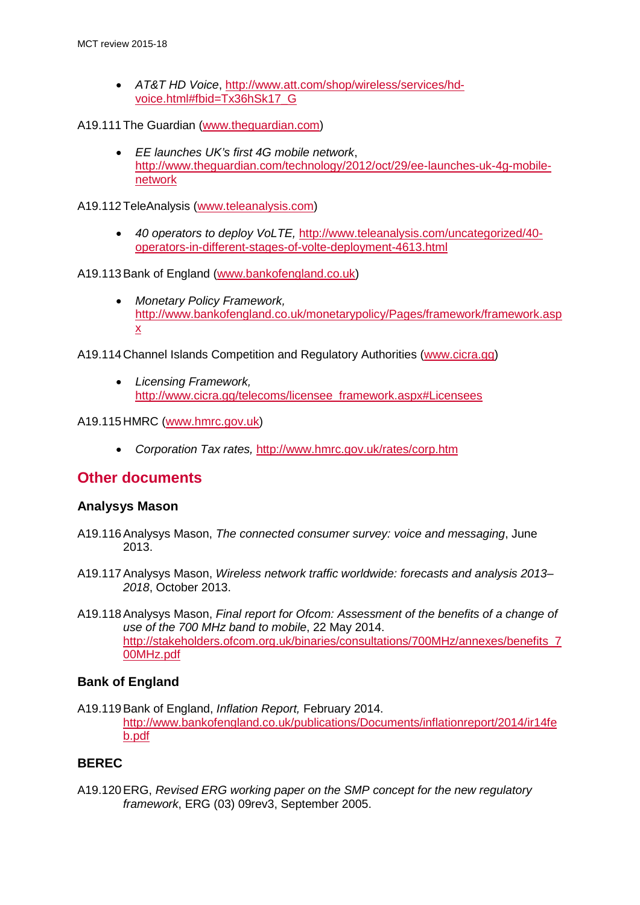- *AT&T HD Voice*, http://www.att.com/shop/wireless/services/hd-voice.html#fbid=Tx36hSk17_G

A19.111 The Guardian (www.theguardian.com)

- *EE launches UK's first 4G mobile network*, http://www.theguardian.com/technology/2012/oct/29/ee-launches-uk-4g-mobile-network

A19.112 TeleAnalysis (www.teleanalysis.com)

- *40 operators to deploy VoLTE,* http://www.teleanalysis.com/uncategorized/40-operators-in-different-stages-of-volte-deployment-4613.html

A19.113 Bank of England (www.bankofengland.co.uk)

- *Monetary Policy Framework,* http://www.bankofengland.co.uk/monetarypolicy/Pages/framework/framework.aspx

A19.114 Channel Islands Competition and Regulatory Authorities (www.cicra.gg)

- *Licensing Framework,* http://www.cicra.gg/telecoms/licensee_framework.aspx#Licensees

A19.115 HMRC (www.hmrc.gov.uk)

- *Corporation Tax rates,* http://www.hmrc.gov.uk/rates/corp.htm

## Other documents

### Analysys Mason

A19.116 Analysys Mason, *The connected consumer survey: voice and messaging*, June 2013.

A19.117 Analysys Mason, *Wireless network traffic worldwide: forecasts and analysis 2013–2018*, October 2013.

A19.118 Analysys Mason, *Final report for Ofcom: Assessment of the benefits of a change of use of the 700 MHz band to mobile*, 22 May 2014. http://stakeholders.ofcom.org.uk/binaries/consultations/700MHz/annexes/benefits_700MHz.pdf

### Bank of England

A19.119 Bank of England, *Inflation Report,* February 2014. http://www.bankofengland.co.uk/publications/Documents/inflationreport/2014/ir14feb.pdf

### BEREC

A19.120 ERG, *Revised ERG working paper on the SMP concept for the new regulatory framework*, ERG (03) 09rev3, September 2005.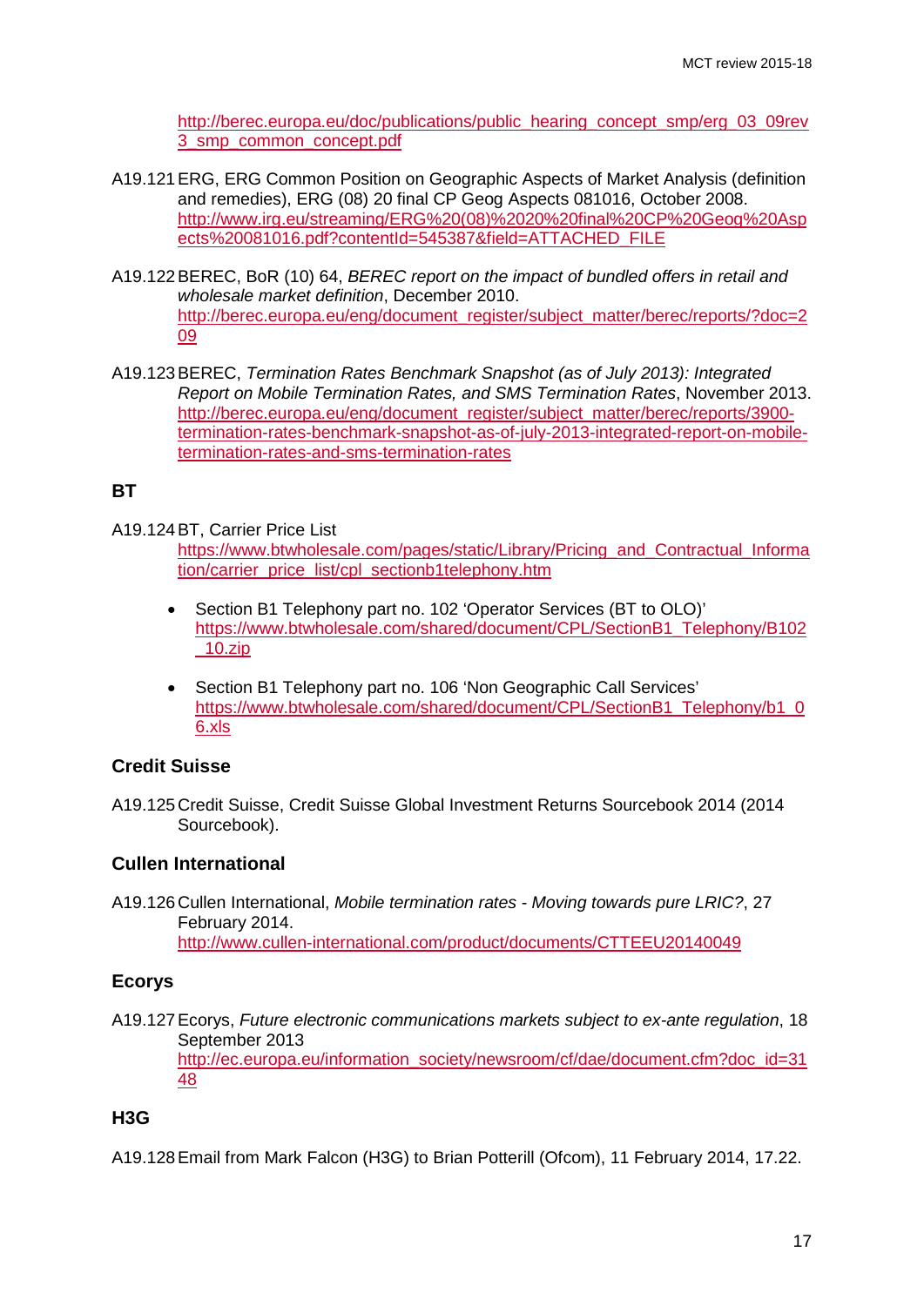http://berec.europa.eu/doc/publications/public_hearing_concept_smp/erg_03_09rev3_smp_common_concept.pdf

A19.121 ERG, ERG Common Position on Geographic Aspects of Market Analysis (definition and remedies), ERG (08) 20 final CP Geog Aspects 081016, October 2008. http://www.irg.eu/streaming/ERG%20(08)%2020%20final%20CP%20Geog%20Aspects%20081016.pdf?contentId=545387&field=ATTACHED_FILE

A19.122 BEREC, BoR (10) 64, *BEREC report on the impact of bundled offers in retail and wholesale market definition*, December 2010. http://berec.europa.eu/eng/document_register/subject_matter/berec/reports/?doc=209

A19.123 BEREC, *Termination Rates Benchmark Snapshot (as of July 2013): Integrated Report on Mobile Termination Rates, and SMS Termination Rates*, November 2013. http://berec.europa.eu/eng/document_register/subject_matter/berec/reports/3900-termination-rates-benchmark-snapshot-as-of-july-2013-integrated-report-on-mobile-termination-rates-and-sms-termination-rates

## BT

A19.124 BT, Carrier Price List
https://www.btwholesale.com/pages/static/Library/Pricing_and_Contractual_Information/carrier_price_list/cpl_sectionb1telephony.htm

- Section B1 Telephony part no. 102 'Operator Services (BT to OLO)'
https://www.btwholesale.com/shared/document/CPL/SectionB1_Telephony/B102_10.zip

- Section B1 Telephony part no. 106 'Non Geographic Call Services'
https://www.btwholesale.com/shared/document/CPL/SectionB1_Telephony/b1_06.xls

## Credit Suisse

A19.125 Credit Suisse, Credit Suisse Global Investment Returns Sourcebook 2014 (2014 Sourcebook).

## Cullen International

A19.126 Cullen International, *Mobile termination rates - Moving towards pure LRIC?*, 27 February 2014.
http://www.cullen-international.com/product/documents/CTTEEU20140049

## Ecorys

A19.127 Ecorys, *Future electronic communications markets subject to ex-ante regulation*, 18 September 2013
http://ec.europa.eu/information_society/newsroom/cf/dae/document.cfm?doc_id=3148

## H3G

A19.128 Email from Mark Falcon (H3G) to Brian Potterill (Ofcom), 11 February 2014, 17.22.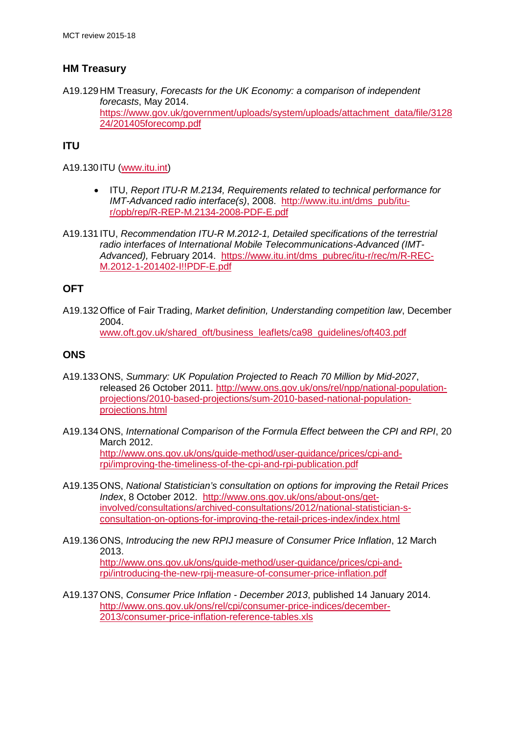## HM Treasury

A19.129 HM Treasury, *Forecasts for the UK Economy: a comparison of independent forecasts*, May 2014. https://www.gov.uk/government/uploads/system/uploads/attachment_data/file/312824/201405forecomp.pdf

## ITU

A19.130 ITU (www.itu.int)

- ITU, *Report ITU-R M.2134, Requirements related to technical performance for IMT-Advanced radio interface(s)*, 2008. http://www.itu.int/dms_pub/itu-r/opb/rep/R-REP-M.2134-2008-PDF-E.pdf

A19.131 ITU, *Recommendation ITU-R M.2012-1, Detailed specifications of the terrestrial radio interfaces of International Mobile Telecommunications-Advanced (IMT-Advanced),* February 2014. https://www.itu.int/dms_pubrec/itu-r/rec/m/R-REC-M.2012-1-201402-I!!PDF-E.pdf

## OFT

A19.132 Office of Fair Trading, *Market definition, Understanding competition law*, December 2004. www.oft.gov.uk/shared_oft/business_leaflets/ca98_guidelines/oft403.pdf

## ONS

A19.133 ONS, *Summary: UK Population Projected to Reach 70 Million by Mid-2027*, released 26 October 2011. http://www.ons.gov.uk/ons/rel/npp/national-population-projections/2010-based-projections/sum-2010-based-national-population-projections.html

A19.134 ONS, *International Comparison of the Formula Effect between the CPI and RPI*, 20 March 2012. http://www.ons.gov.uk/ons/guide-method/user-guidance/prices/cpi-and-rpi/improving-the-timeliness-of-the-cpi-and-rpi-publication.pdf

A19.135 ONS, *National Statistician's consultation on options for improving the Retail Prices Index*, 8 October 2012. http://www.ons.gov.uk/ons/about-ons/get-involved/consultations/archived-consultations/2012/national-statistician-s-consultation-on-options-for-improving-the-retail-prices-index/index.html

A19.136 ONS, *Introducing the new RPIJ measure of Consumer Price Inflation*, 12 March 2013. http://www.ons.gov.uk/ons/guide-method/user-guidance/prices/cpi-and-rpi/introducing-the-new-rpij-measure-of-consumer-price-inflation.pdf

A19.137 ONS, *Consumer Price Inflation - December 2013*, published 14 January 2014. http://www.ons.gov.uk/ons/rel/cpi/consumer-price-indices/december-2013/consumer-price-inflation-reference-tables.xls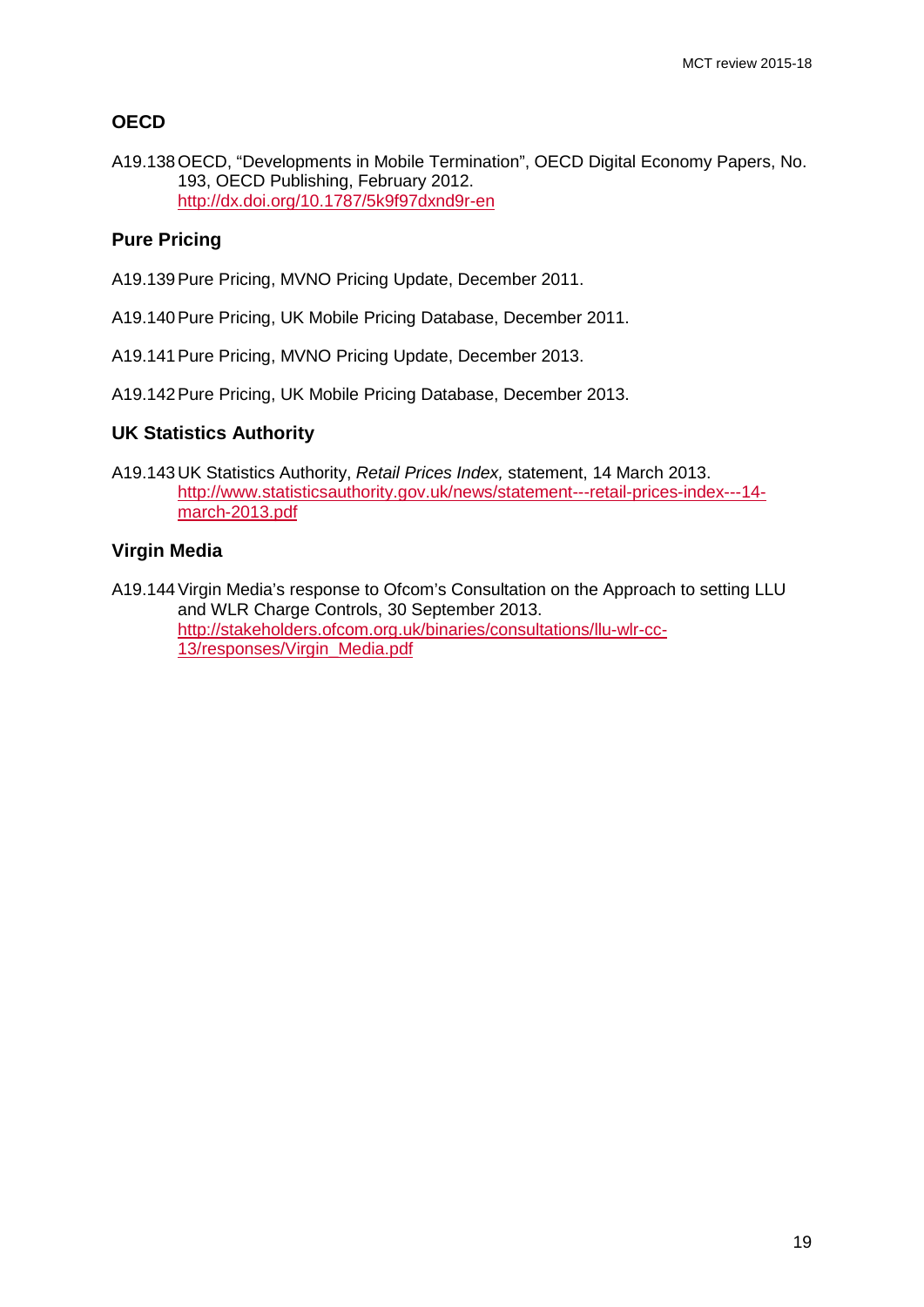### OECD

A19.138 OECD, "Developments in Mobile Termination", OECD Digital Economy Papers, No. 193, OECD Publishing, February 2012. http://dx.doi.org/10.1787/5k9f97dxnd9r-en

### Pure Pricing

A19.139 Pure Pricing, MVNO Pricing Update, December 2011.

A19.140 Pure Pricing, UK Mobile Pricing Database, December 2011.

A19.141 Pure Pricing, MVNO Pricing Update, December 2013.

A19.142 Pure Pricing, UK Mobile Pricing Database, December 2013.

### UK Statistics Authority

A19.143 UK Statistics Authority, *Retail Prices Index,* statement, 14 March 2013. http://www.statisticsauthority.gov.uk/news/statement---retail-prices-index---14-march-2013.pdf

### Virgin Media

A19.144 Virgin Media's response to Ofcom's Consultation on the Approach to setting LLU and WLR Charge Controls, 30 September 2013. http://stakeholders.ofcom.org.uk/binaries/consultations/llu-wlr-cc-13/responses/Virgin_Media.pdf